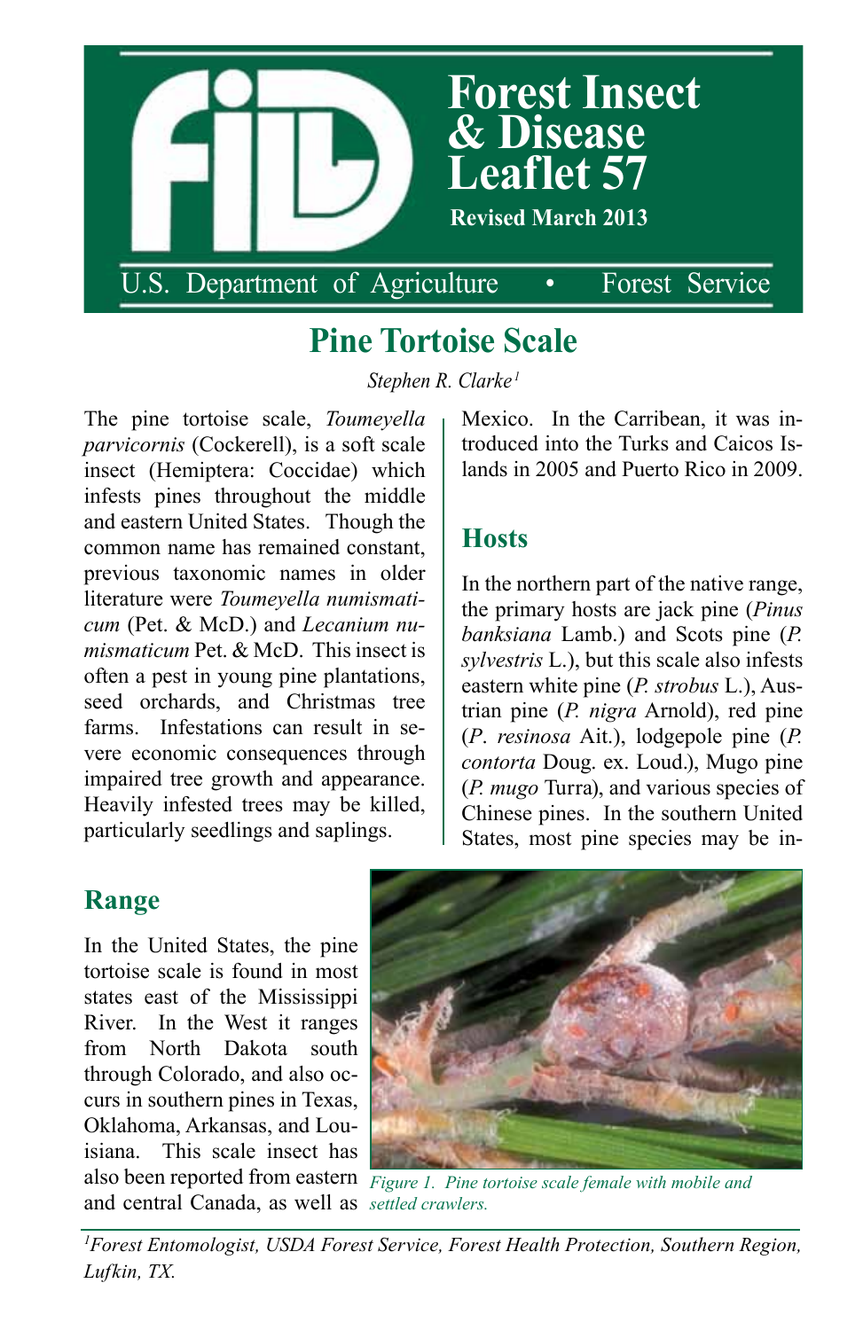# Forest Insect & Disease Leaflet 57

**Revised March 2013**

U.S. Department of Agriculture • Forest Service

## Pine Tortoise Scale

*Stephen R. Clarke*[1]

The pine tortoise scale, *Toumeyella parvicornis* (Cockerell), is a soft scale insect (Hemiptera: Coccidae) which infests pines throughout the middle and eastern United States. Though the common name has remained constant, previous taxonomic names in older literature were *Toumeyella numismaticum* (Pet. & McD.) and *Lecanium numismaticum* Pet. & McD. This insect is often a pest in young pine plantations, seed orchards, and Christmas tree farms. Infestations can result in severe economic consequences through impaired tree growth and appearance. Heavily infested trees may be killed, particularly seedlings and saplings.

### Range

In the United States, the pine tortoise scale is found in most states east of the Mississippi River. In the West it ranges from North Dakota south through Colorado, and also occurs in southern pines in Texas, Oklahoma, Arkansas, and Louisiana. This scale insect has also been reported from eastern and central Canada, as well as Mexico. In the Carribean, it was introduced into the Turks and Caicos Islands in 2005 and Puerto Rico in 2009.

### Hosts

In the northern part of the native range, the primary hosts are jack pine (*Pinus banksiana* Lamb.) and Scots pine (*P. sylvestris* L.), but this scale also infests eastern white pine (*P. strobus* L.), Austrian pine (*P. nigra* Arnold), red pine (*P. resinosa* Ait.), lodgepole pine (*P. contorta* Doug. ex. Loud.), Mugo pine (*P. mugo* Turra), and various species of Chinese pines. In the southern United States, most pine species may be in-

*Figure 1. Pine tortoise scale female with mobile and settled crawlers.*

[1]*Forest Entomologist, USDA Forest Service, Forest Health Protection, Southern Region, Lufkin, TX.*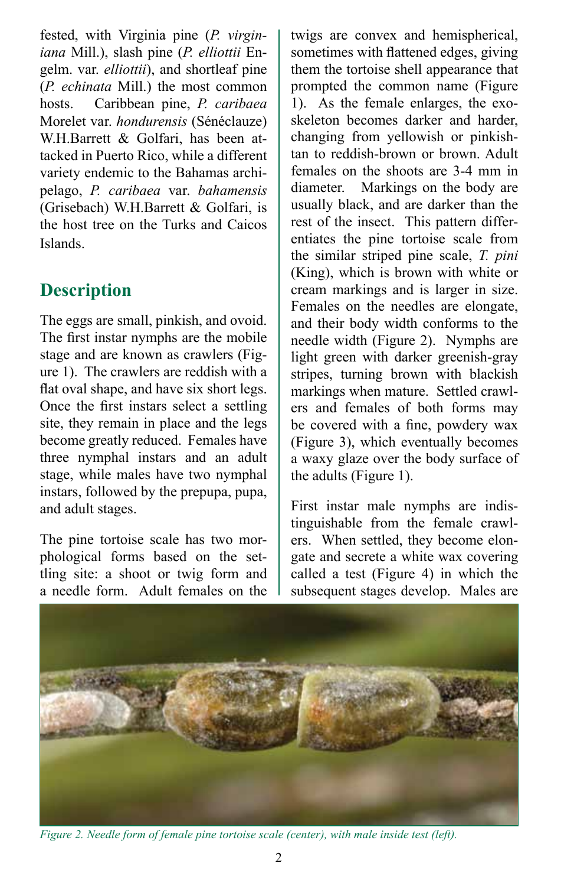fested, with Virginia pine (*P. virginiana* Mill.), slash pine (*P. elliottii* Engelm. var. *elliottii*), and shortleaf pine (*P. echinata* Mill.) the most common hosts. Caribbean pine, *P. caribaea* Morelet var. *hondurensis* (Sénéclauze) W.H.Barrett & Golfari, has been attacked in Puerto Rico, while a different variety endemic to the Bahamas archipelago, *P. caribaea* var. *bahamensis* (Grisebach) W.H.Barrett & Golfari, is the host tree on the Turks and Caicos Islands.

## Description

The eggs are small, pinkish, and ovoid. The first instar nymphs are the mobile stage and are known as crawlers (Figure 1). The crawlers are reddish with a flat oval shape, and have six short legs. Once the first instars select a settling site, they remain in place and the legs become greatly reduced. Females have three nymphal instars and an adult stage, while males have two nymphal instars, followed by the prepupa, pupa, and adult stages.

The pine tortoise scale has two morphological forms based on the settling site: a shoot or twig form and a needle form. Adult females on the twigs are convex and hemispherical, sometimes with flattened edges, giving them the tortoise shell appearance that prompted the common name (Figure 1). As the female enlarges, the exoskeleton becomes darker and harder, changing from yellowish or pinkish-tan to reddish-brown or brown. Adult females on the shoots are 3-4 mm in diameter. Markings on the body are usually black, and are darker than the rest of the insect. This pattern differentiates the pine tortoise scale from the similar striped pine scale, *T. pini* (King), which is brown with white or cream markings and is larger in size. Females on the needles are elongate, and their body width conforms to the needle width (Figure 2). Nymphs are light green with darker greenish-gray stripes, turning brown with blackish markings when mature. Settled crawlers and females of both forms may be covered with a fine, powdery wax (Figure 3), which eventually becomes a waxy glaze over the body surface of the adults (Figure 1).

First instar male nymphs are indistinguishable from the female crawlers. When settled, they become elongate and secrete a white wax covering called a test (Figure 4) in which the subsequent stages develop. Males are

*Figure 2. Needle form of female pine tortoise scale (center), with male inside test (left).*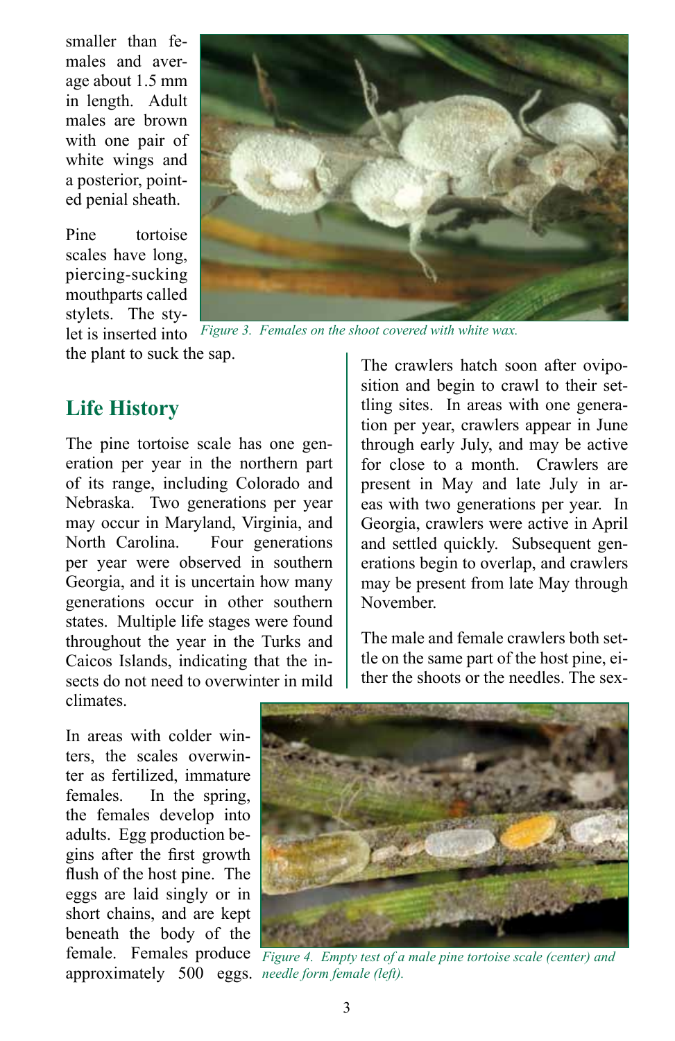smaller than females and average about 1.5 mm in length. Adult males are brown with one pair of white wings and a posterior, pointed penial sheath.

Pine tortoise scales have long, piercing-sucking mouthparts called stylets. The stylet is inserted into the plant to suck the sap.

*Figure 3. Females on the shoot covered with white wax.*

## Life History

The pine tortoise scale has one generation per year in the northern part of its range, including Colorado and Nebraska. Two generations per year may occur in Maryland, Virginia, and North Carolina. Four generations per year were observed in southern Georgia, and it is uncertain how many generations occur in other southern states. Multiple life stages were found throughout the year in the Turks and Caicos Islands, indicating that the insects do not need to overwinter in mild climates.

In areas with colder winters, the scales overwinter as fertilized, immature females. In the spring, the females develop into adults. Egg production begins after the first growth flush of the host pine. The eggs are laid singly or in short chains, and are kept beneath the body of the female. Females produce approximately 500 eggs.

The crawlers hatch soon after oviposition and begin to crawl to their settling sites. In areas with one generation per year, crawlers appear in June through early July, and may be active for close to a month. Crawlers are present in May and late July in areas with two generations per year. In Georgia, crawlers were active in April and settled quickly. Subsequent generations begin to overlap, and crawlers may be present from late May through November.

The male and female crawlers both settle on the same part of the host pine, either the shoots or the needles. The sex-

*Figure 4. Empty test of a male pine tortoise scale (center) and needle form female (left).*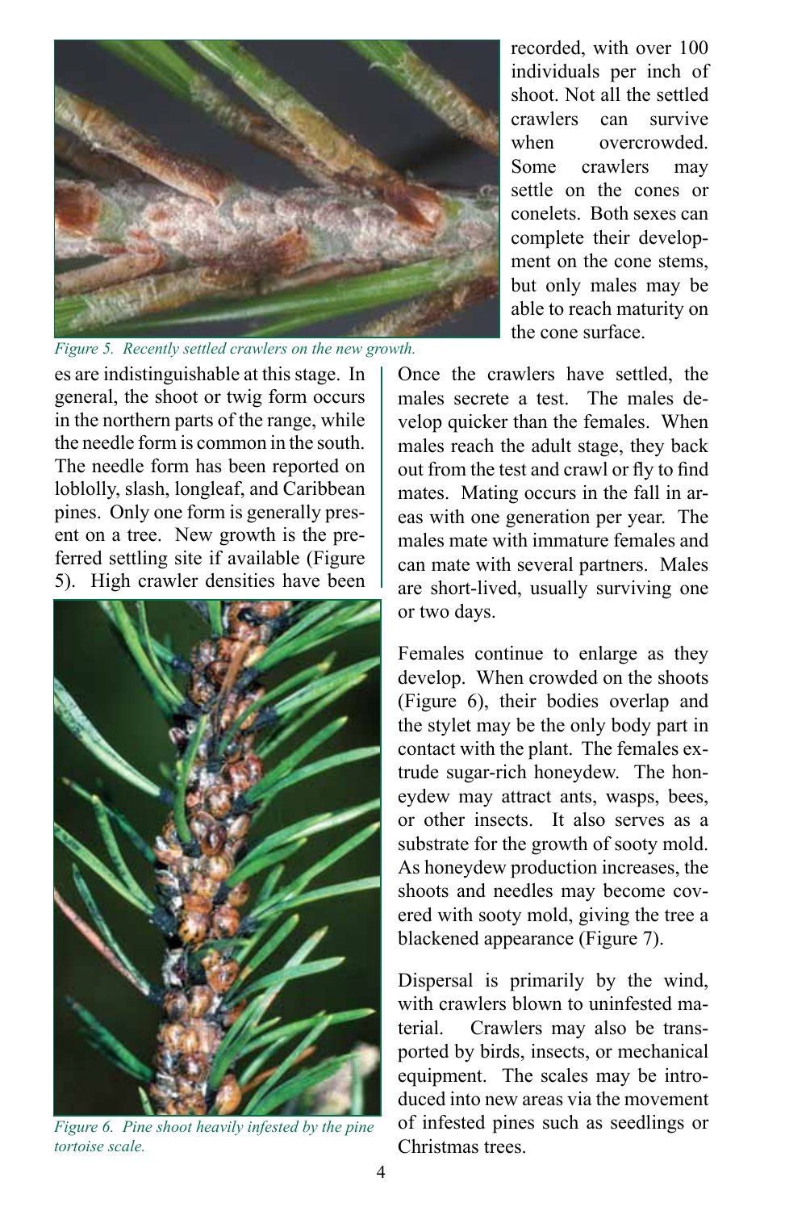Figure 5. Recently settled crawlers on the new growth.

es are indistinguishable at this stage. In general, the shoot or twig form occurs in the northern parts of the range, while the needle form is common in the south. The needle form has been reported on loblolly, slash, longleaf, and Caribbean pines. Only one form is generally present on a tree. New growth is the preferred settling site if available (Figure 5). High crawler densities have been recorded, with over 100 individuals per inch of shoot. Not all the settled crawlers can survive when overcrowded. Some crawlers may settle on the cones or conelets. Both sexes can complete their development on the cone stems, but only males may be able to reach maturity on the cone surface.

Figure 6. Pine shoot heavily infested by the pine tortoise scale.

Once the crawlers have settled, the males secrete a test. The males develop quicker than the females. When males reach the adult stage, they back out from the test and crawl or fly to find mates. Mating occurs in the fall in areas with one generation per year. The males mate with immature females and can mate with several partners. Males are short-lived, usually surviving one or two days.

Females continue to enlarge as they develop. When crowded on the shoots (Figure 6), their bodies overlap and the stylet may be the only body part in contact with the plant. The females extrude sugar-rich honeydew. The honeydew may attract ants, wasps, bees, or other insects. It also serves as a substrate for the growth of sooty mold. As honeydew production increases, the shoots and needles may become covered with sooty mold, giving the tree a blackened appearance (Figure 7).

Dispersal is primarily by the wind, with crawlers blown to uninfested material. Crawlers may also be transported by birds, insects, or mechanical equipment. The scales may be introduced into new areas via the movement of infested pines such as seedlings or Christmas trees.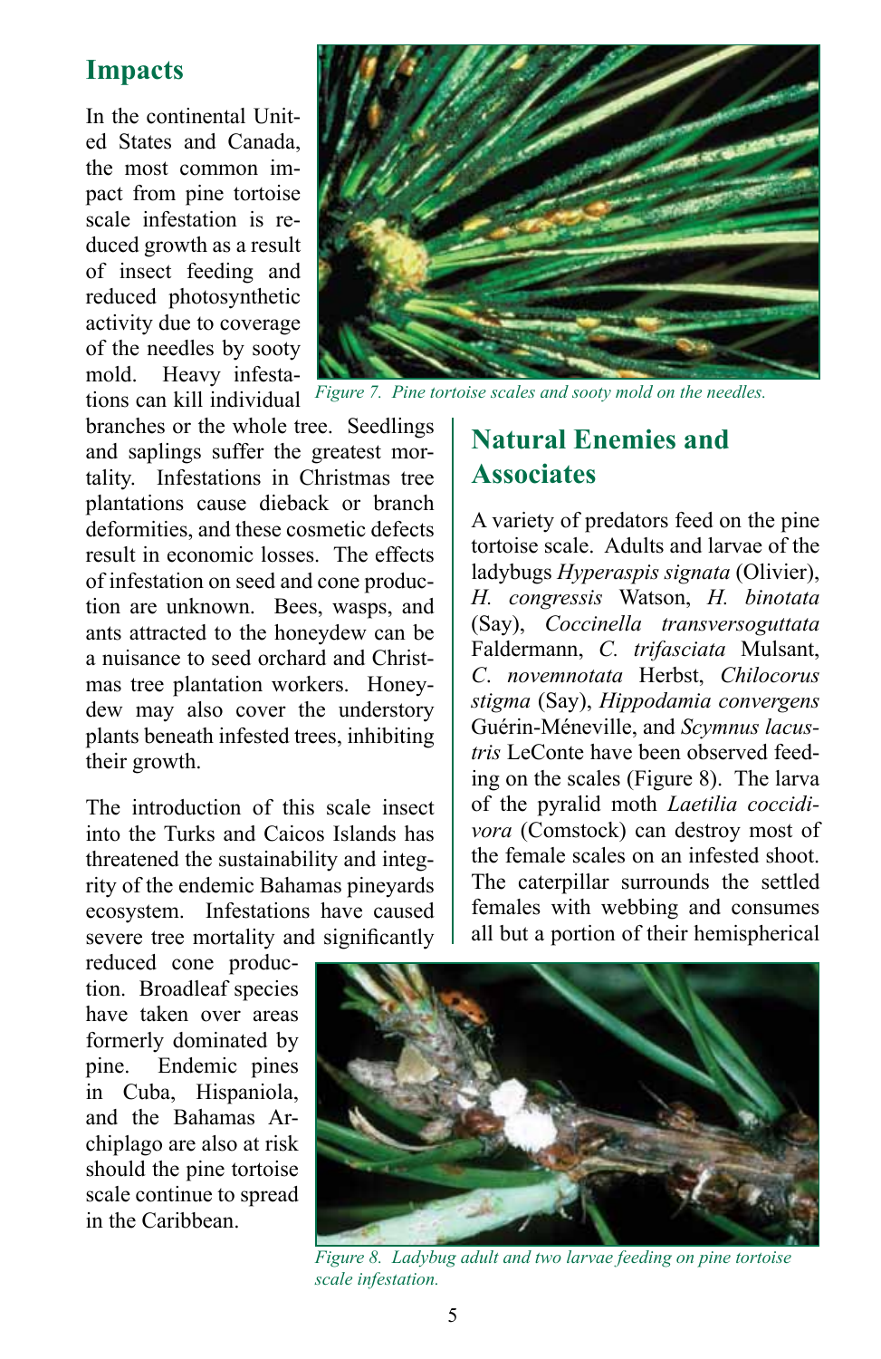## Impacts

In the continental United States and Canada, the most common impact from pine tortoise scale infestation is reduced growth as a result of insect feeding and reduced photosynthetic activity due to coverage of the needles by sooty mold. Heavy infestations can kill individual branches or the whole tree. Seedlings and saplings suffer the greatest mortality. Infestations in Christmas tree plantations cause dieback or branch deformities, and these cosmetic defects result in economic losses. The effects of infestation on seed and cone production are unknown. Bees, wasps, and ants attracted to the honeydew can be a nuisance to seed orchard and Christmas tree plantation workers. Honeydew may also cover the understory plants beneath infested trees, inhibiting their growth.

The introduction of this scale insect into the Turks and Caicos Islands has threatened the sustainability and integrity of the endemic Bahamas pineyards ecosystem. Infestations have caused severe tree mortality and significantly reduced cone production. Broadleaf species have taken over areas formerly dominated by pine. Endemic pines in Cuba, Hispaniola, and the Bahamas Archiplago are also at risk should the pine tortoise scale continue to spread in the Caribbean.

*Figure 7. Pine tortoise scales and sooty mold on the needles.*

## Natural Enemies and Associates

A variety of predators feed on the pine tortoise scale. Adults and larvae of the ladybugs *Hyperaspis signata* (Olivier), *H. congressis* Watson, *H. binotata* (Say), *Coccinella transversoguttata* Faldermann, *C. trifasciata* Mulsant, *C. novemnotata* Herbst, *Chilocorus stigma* (Say), *Hippodamia convergens* Guérin-Méneville, and *Scymnus lacustris* LeConte have been observed feeding on the scales (Figure 8). The larva of the pyralid moth *Laetilia coccidivora* (Comstock) can destroy most of the female scales on an infested shoot. The caterpillar surrounds the settled females with webbing and consumes all but a portion of their hemispherical

*Figure 8. Ladybug adult and two larvae feeding on pine tortoise scale infestation.*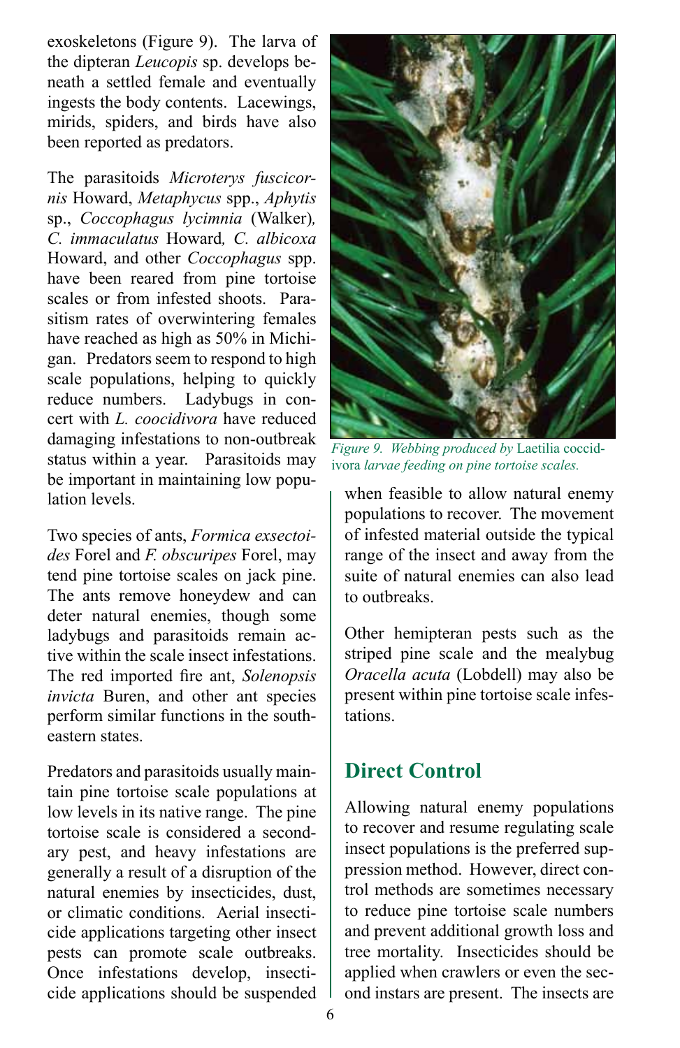exoskeletons (Figure 9). The larva of the dipteran *Leucopis* sp. develops beneath a settled female and eventually ingests the body contents. Lacewings, mirids, spiders, and birds have also been reported as predators.

The parasitoids *Microterys fuscicornis* Howard, *Metaphycus* spp., *Aphytis* sp., *Coccophagus lycimnia* (Walker), *C. immaculatus* Howard, *C. albicoxa* Howard, and other *Coccophagus* spp. have been reared from pine tortoise scales or from infested shoots. Parasitism rates of overwintering females have reached as high as 50% in Michigan. Predators seem to respond to high scale populations, helping to quickly reduce numbers. Ladybugs in concert with *L. coocidivora* have reduced damaging infestations to non-outbreak status within a year. Parasitoids may be important in maintaining low population levels.

Two species of ants, *Formica exsectoides* Forel and *F. obscuripes* Forel, may tend pine tortoise scales on jack pine. The ants remove honeydew and can deter natural enemies, though some ladybugs and parasitoids remain active within the scale insect infestations. The red imported fire ant, *Solenopsis invicta* Buren, and other ant species perform similar functions in the southeastern states.

Predators and parasitoids usually maintain pine tortoise scale populations at low levels in its native range. The pine tortoise scale is considered a secondary pest, and heavy infestations are generally a result of a disruption of the natural enemies by insecticides, dust, or climatic conditions. Aerial insecticide applications targeting other insect pests can promote scale outbreaks. Once infestations develop, insecticide applications should be suspended when feasible to allow natural enemy populations to recover. The movement of infested material outside the typical range of the insect and away from the suite of natural enemies can also lead to outbreaks.

*Figure 9. Webbing produced by* Laetilia coccidivora *larvae feeding on pine tortoise scales.*

Other hemipteran pests such as the striped pine scale and the mealybug *Oracella acuta* (Lobdell) may also be present within pine tortoise scale infestations.

## Direct Control

Allowing natural enemy populations to recover and resume regulating scale insect populations is the preferred suppression method. However, direct control methods are sometimes necessary to reduce pine tortoise scale numbers and prevent additional growth loss and tree mortality. Insecticides should be applied when crawlers or even the second instars are present. The insects are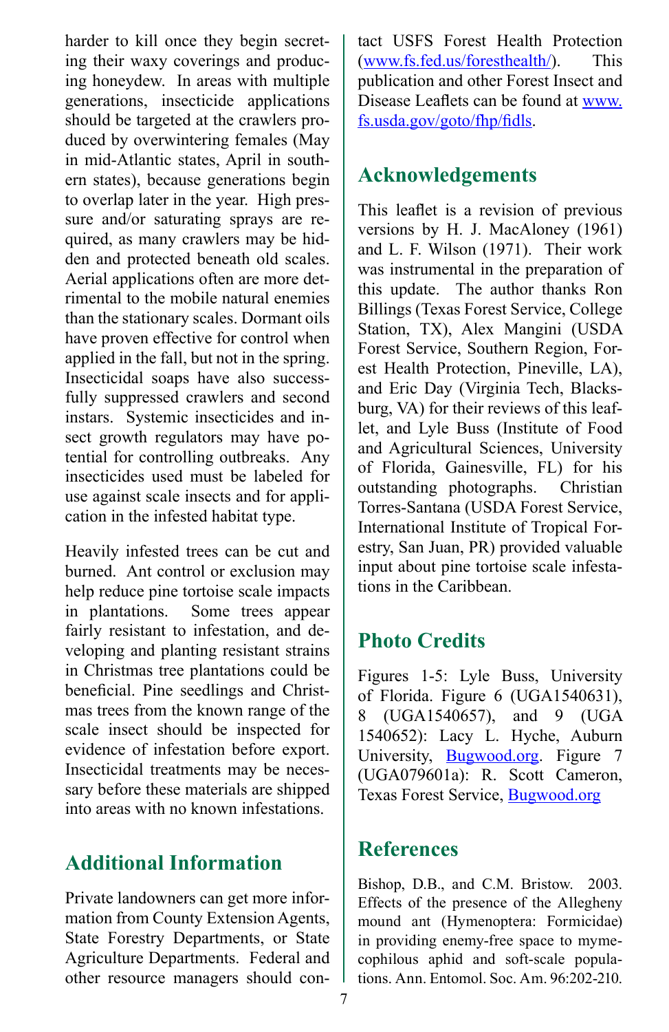harder to kill once they begin secreting their waxy coverings and producing honeydew. In areas with multiple generations, insecticide applications should be targeted at the crawlers produced by overwintering females (May in mid-Atlantic states, April in southern states), because generations begin to overlap later in the year. High pressure and/or saturating sprays are required, as many crawlers may be hidden and protected beneath old scales. Aerial applications often are more detrimental to the mobile natural enemies than the stationary scales. Dormant oils have proven effective for control when applied in the fall, but not in the spring. Insecticidal soaps have also successfully suppressed crawlers and second instars. Systemic insecticides and insect growth regulators may have potential for controlling outbreaks. Any insecticides used must be labeled for use against scale insects and for application in the infested habitat type.

Heavily infested trees can be cut and burned. Ant control or exclusion may help reduce pine tortoise scale impacts in plantations. Some trees appear fairly resistant to infestation, and developing and planting resistant strains in Christmas tree plantations could be beneficial. Pine seedlings and Christmas trees from the known range of the scale insect should be inspected for evidence of infestation before export. Insecticidal treatments may be necessary before these materials are shipped into areas with no known infestations.

## Additional Information

Private landowners can get more information from County Extension Agents, State Forestry Departments, or State Agriculture Departments. Federal and other resource managers should contact USFS Forest Health Protection (www.fs.fed.us/foresthealth/). This publication and other Forest Insect and Disease Leaflets can be found at www.fs.usda.gov/goto/fhp/fidls.

## Acknowledgements

This leaflet is a revision of previous versions by H. J. MacAloney (1961) and L. F. Wilson (1971). Their work was instrumental in the preparation of this update. The author thanks Ron Billings (Texas Forest Service, College Station, TX), Alex Mangini (USDA Forest Service, Southern Region, Forest Health Protection, Pineville, LA), and Eric Day (Virginia Tech, Blacksburg, VA) for their reviews of this leaflet, and Lyle Buss (Institute of Food and Agricultural Sciences, University of Florida, Gainesville, FL) for his outstanding photographs. Christian Torres-Santana (USDA Forest Service, International Institute of Tropical Forestry, San Juan, PR) provided valuable input about pine tortoise scale infestations in the Caribbean.

## Photo Credits

Figures 1-5: Lyle Buss, University of Florida. Figure 6 (UGA1540631), 8 (UGA1540657), and 9 (UGA 1540652): Lacy L. Hyche, Auburn University, Bugwood.org. Figure 7 (UGA079601a): R. Scott Cameron, Texas Forest Service, Bugwood.org

## References

Bishop, D.B., and C.M. Bristow. 2003. Effects of the presence of the Allegheny mound ant (Hymenoptera: Formicidae) in providing enemy-free space to myrmecophilous aphid and soft-scale populations. Ann. Entomol. Soc. Am. 96:202-210.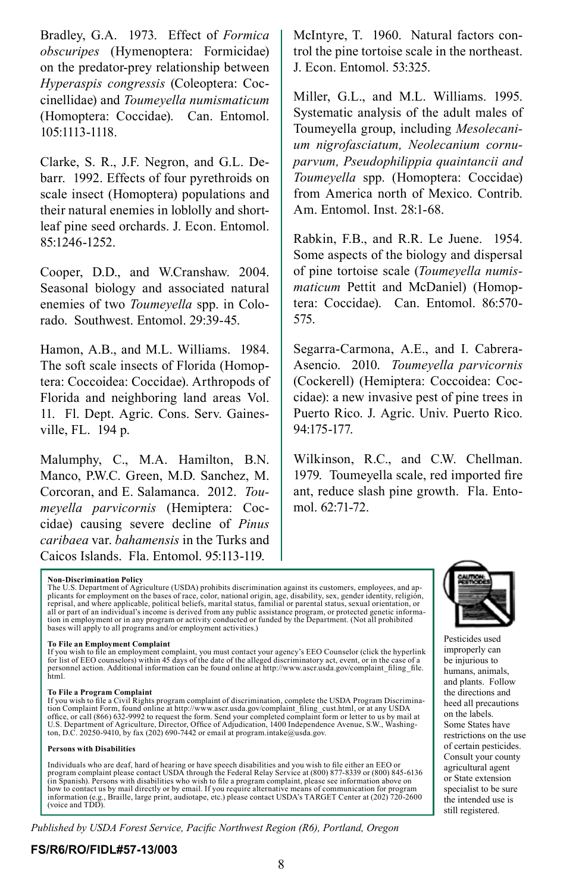Bradley, G.A. 1973. Effect of *Formica obscuripes* (Hymenoptera: Formicidae) on the predator-prey relationship between *Hyperaspis congressis* (Coleoptera: Coccinellidae) and *Toumeyella numismaticum* (Homoptera: Coccidae). Can. Entomol. 105:1113-1118.

Clarke, S. R., J.F. Negron, and G.L. Debarr. 1992. Effects of four pyrethroids on scale insect (Homoptera) populations and their natural enemies in loblolly and shortleaf pine seed orchards. J. Econ. Entomol. 85:1246-1252.

Cooper, D.D., and W.Cranshaw. 2004. Seasonal biology and associated natural enemies of two *Toumeyella* spp. in Colorado. Southwest. Entomol. 29:39-45.

Hamon, A.B., and M.L. Williams. 1984. The soft scale insects of Florida (Homoptera: Coccoidea: Coccidae). Arthropods of Florida and neighboring land areas Vol. 11. Fl. Dept. Agric. Cons. Serv. Gainesville, FL. 194 p.

Malumphy, C., M.A. Hamilton, B.N. Manco, P.W.C. Green, M.D. Sanchez, M. Corcoran, and E. Salamanca. 2012. *Toumeyella parvicornis* (Hemiptera: Coccidae) causing severe decline of *Pinus caribaea* var. *bahamensis* in the Turks and Caicos Islands. Fla. Entomol. 95:113-119.

McIntyre, T. 1960. Natural factors control the pine tortoise scale in the northeast. J. Econ. Entomol. 53:325.

Miller, G.L., and M.L. Williams. 1995. Systematic analysis of the adult males of Toumeyella group, including *Mesolecanium nigrofasciatum, Neolecanium cornuparvum, Pseudophilippia quaintancii and Toumeyella* spp. (Homoptera: Coccidae) from America north of Mexico. Contrib. Am. Entomol. Inst. 28:1-68.

Rabkin, F.B., and R.R. Le Juene. 1954. Some aspects of the biology and dispersal of pine tortoise scale (*Toumeyella numismaticum* Pettit and McDaniel) (Homoptera: Coccidae). Can. Entomol. 86:570-575.

Segarra-Carmona, A.E., and I. Cabrera-Asencio. 2010. *Toumeyella parvicornis* (Cockerell) (Hemiptera: Coccoidea: Coccidae): a new invasive pest of pine trees in Puerto Rico. J. Agric. Univ. Puerto Rico. 94:175-177.

Wilkinson, R.C., and C.W. Chellman. 1979. Toumeyella scale, red imported fire ant, reduce slash pine growth. Fla. Entomol. 62:71-72.

**Non-Discrimination Policy**
The U.S. Department of Agriculture (USDA) prohibits discrimination against its customers, employees, and applicants for employment on the bases of race, color, national origin, age, disability, sex, gender identity, religión, reprisal, and where applicable, political beliefs, marital status, familial or parental status, sexual orientation, or all or part of an individual's income is derived from any public assistance program, or protected genetic information in employment or in any program or activity conducted or funded by the Department. (Not all prohibited bases will apply to all programs and/or employment activities.)

**To File an Employment Complaint**
If you wish to file an employment complaint, you must contact your agency's EEO Counselor (click the hyperlink for list of EEO counselors) within 45 days of the date of the alleged discriminatory act, event, or in the case of a personnel action. Additional information can be found online at http://www.ascr.usda.gov/complaint_filing_file.html.

**To File a Program Complaint**
If you wish to file a Civil Rights program complaint of discrimination, complete the USDA Program Discrimination Complaint Form, found online at http://www.ascr.usda.gov/complaint_filing_cust.html, or at any USDA office, or call (866) 632-9992 to request the form. Send your completed complaint form or letter to us by mail at U.S. Department of Agriculture, Director, Office of Adjudication, 1400 Independence Avenue, S.W., Washington, D.C. 20250-9410, by fax (202) 690-7442 or email at program.intake@usda.gov.

**Persons with Disabilities**

Individuals who are deaf, hard of hearing or have speech disabilities and you wish to file either an EEO or program complaint please contact USDA through the Federal Relay Service at (800) 877-8339 or (800) 845-6136 (in Spanish). Persons with disabilities who wish to file a program complaint, please see information above on how to contact us by mail directly or by email. If you require alternative means of communication for program information (e.g., Braille, large print, audiotape, etc.) please contact USDA's TARGET Center at (202) 720-2600 (voice and TDD).

Pesticides used improperly can be injurious to humans, animals, and plants. Follow the directions and heed all precautions on the labels. Some States have restrictions on the use of certain pesticides. Consult your county agricultural agent or State extension specialist to be sure the intended use is still registered.

*Published by USDA Forest Service, Pacific Northwest Region (R6), Portland, Oregon*

**FS/R6/RO/FIDL#57-13/003**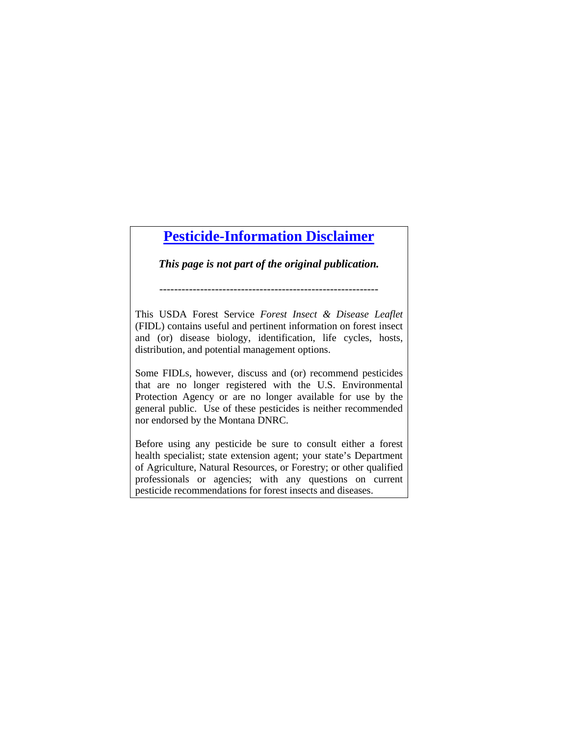## Pesticide-Information Disclaimer

***This page is not part of the original publication.***

----------------------------------------------------------

This USDA Forest Service *Forest Insect & Disease Leaflet* (FIDL) contains useful and pertinent information on forest insect and (or) disease biology, identification, life cycles, hosts, distribution, and potential management options.

Some FIDLs, however, discuss and (or) recommend pesticides that are no longer registered with the U.S. Environmental Protection Agency or are no longer available for use by the general public. Use of these pesticides is neither recommended nor endorsed by the Montana DNRC.

Before using any pesticide be sure to consult either a forest health specialist; state extension agent; your state's Department of Agriculture, Natural Resources, or Forestry; or other qualified professionals or agencies; with any questions on current pesticide recommendations for forest insects and diseases.